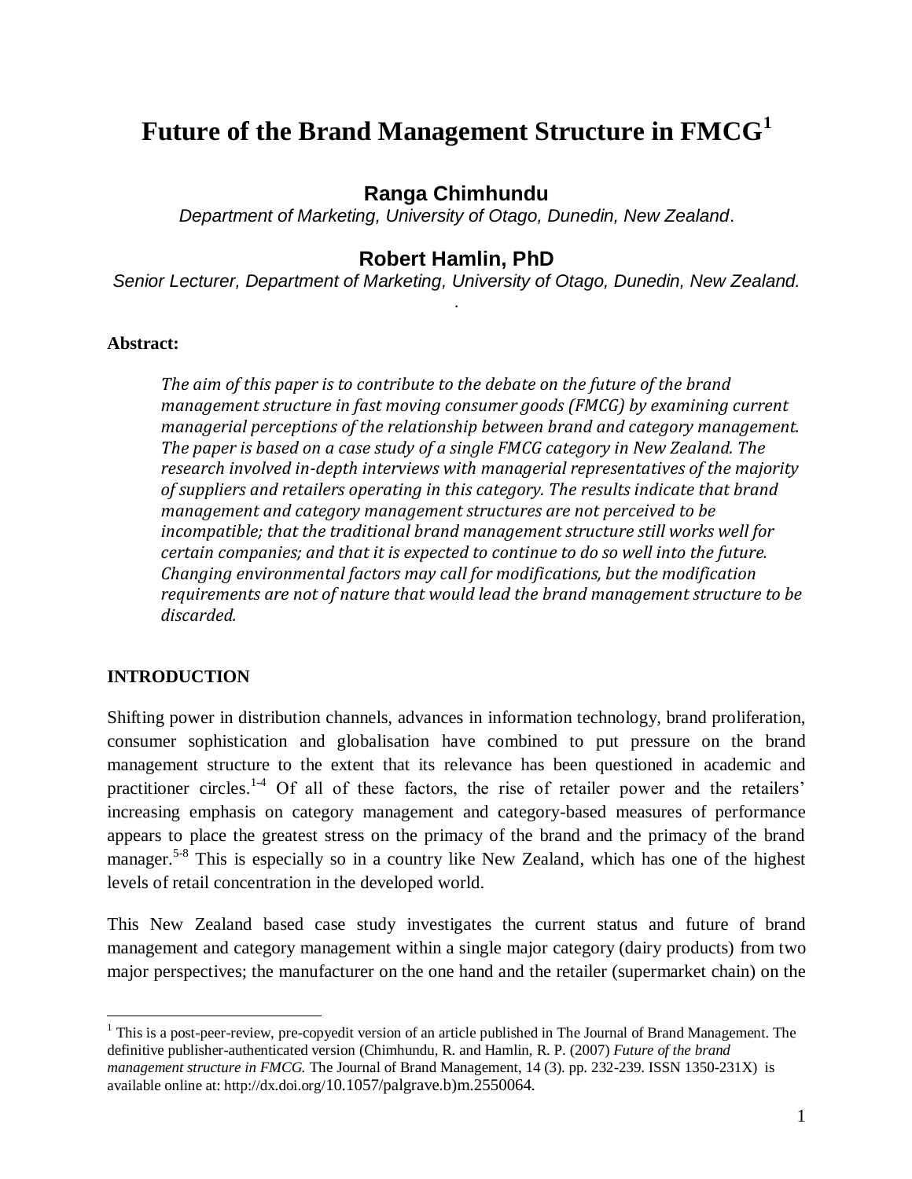# Future of the Brand Management Structure in FMCG[1]

**Ranga Chimhundu**

*Department of Marketing, University of Otago, Dunedin, New Zealand*.

**Robert Hamlin, PhD**

*Senior Lecturer, Department of Marketing, University of Otago, Dunedin, New Zealand.*

.

**Abstract:**

*The aim of this paper is to contribute to the debate on the future of the brand management structure in fast moving consumer goods (FMCG) by examining current managerial perceptions of the relationship between brand and category management. The paper is based on a case study of a single FMCG category in New Zealand. The research involved in-depth interviews with managerial representatives of the majority of suppliers and retailers operating in this category. The results indicate that brand management and category management structures are not perceived to be incompatible; that the traditional brand management structure still works well for certain companies; and that it is expected to continue to do so well into the future. Changing environmental factors may call for modifications, but the modification requirements are not of nature that would lead the brand management structure to be discarded.*

## INTRODUCTION

Shifting power in distribution channels, advances in information technology, brand proliferation, consumer sophistication and globalisation have combined to put pressure on the brand management structure to the extent that its relevance has been questioned in academic and practitioner circles.[1-4] Of all of these factors, the rise of retailer power and the retailers' increasing emphasis on category management and category-based measures of performance appears to place the greatest stress on the primacy of the brand and the primacy of the brand manager.[5-8] This is especially so in a country like New Zealand, which has one of the highest levels of retail concentration in the developed world.

This New Zealand based case study investigates the current status and future of brand management and category management within a single major category (dairy products) from two major perspectives; the manufacturer on the one hand and the retailer (supermarket chain) on the

---

[1] This is a post-peer-review, pre-copyedit version of an article published in The Journal of Brand Management. The definitive publisher-authenticated version (Chimhundu, R. and Hamlin, R. P. (2007) *Future of the brand management structure in FMCG.* The Journal of Brand Management, 14 (3). pp. 232-239. ISSN 1350-231X) is available online at: http://dx.doi.org/10.1057/palgrave.b)m.2550064.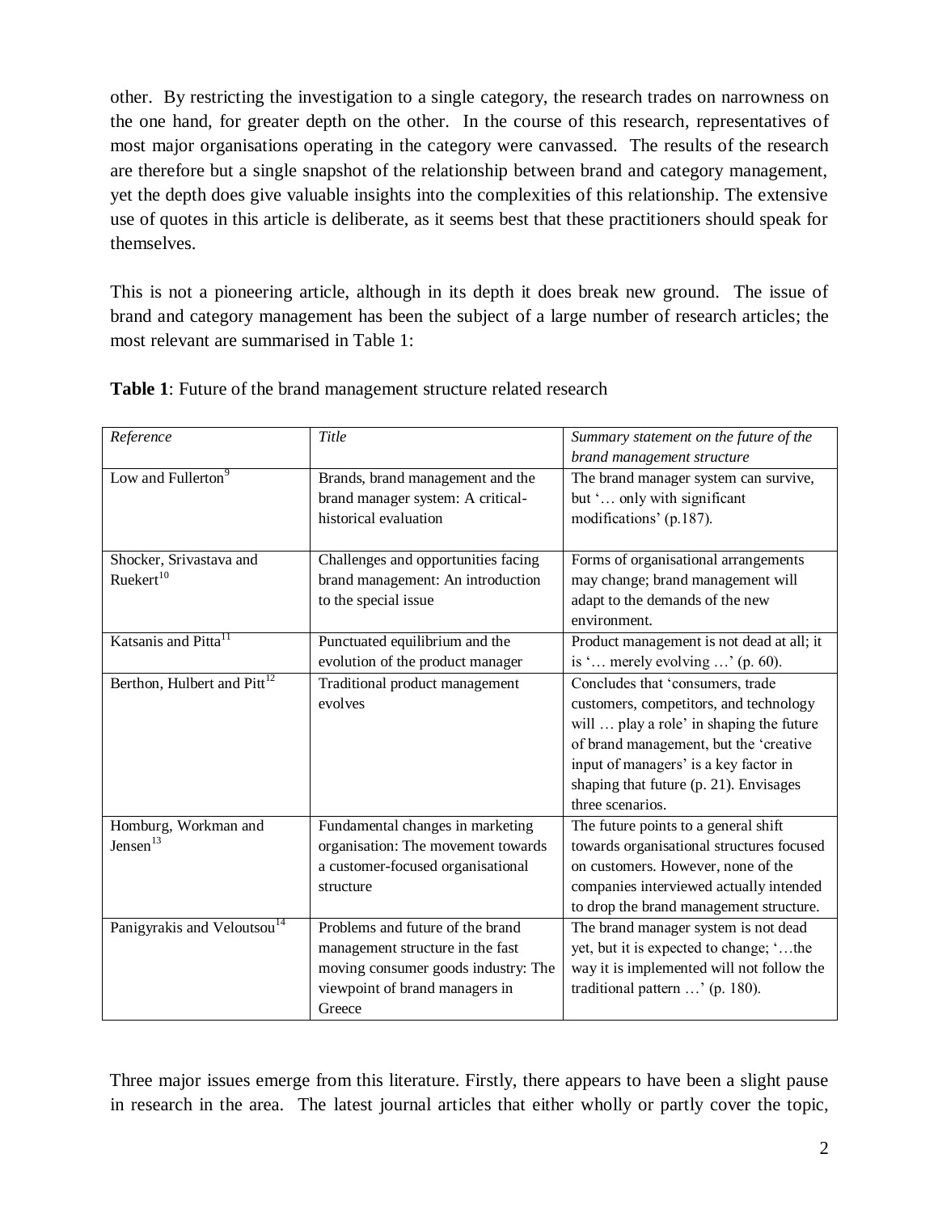other. By restricting the investigation to a single category, the research trades on narrowness on the one hand, for greater depth on the other. In the course of this research, representatives of most major organisations operating in the category were canvassed. The results of the research are therefore but a single snapshot of the relationship between brand and category management, yet the depth does give valuable insights into the complexities of this relationship. The extensive use of quotes in this article is deliberate, as it seems best that these practitioners should speak for themselves.

This is not a pioneering article, although in its depth it does break new ground. The issue of brand and category management has been the subject of a large number of research articles; the most relevant are summarised in Table 1:

**Table 1**: Future of the brand management structure related research

| *Reference* | *Title* | *Summary statement on the future of the brand management structure* |
| --- | --- | --- |
| Low and Fullerton[9] | Brands, brand management and the brand manager system: A critical-historical evaluation | The brand manager system can survive, but '… only with significant modifications' (p.187). |
| Shocker, Srivastava and Ruekert[10] | Challenges and opportunities facing brand management: An introduction to the special issue | Forms of organisational arrangements may change; brand management will adapt to the demands of the new environment. |
| Katsanis and Pitta[11] | Punctuated equilibrium and the evolution of the product manager | Product management is not dead at all; it is '… merely evolving …' (p. 60). |
| Berthon, Hulbert and Pitt[12] | Traditional product management evolves | Concludes that 'consumers, trade customers, competitors, and technology will … play a role' in shaping the future of brand management, but the 'creative input of managers' is a key factor in shaping that future (p. 21). Envisages three scenarios. |
| Homburg, Workman and Jensen[13] | Fundamental changes in marketing organisation: The movement towards a customer-focused organisational structure | The future points to a general shift towards organisational structures focused on customers. However, none of the companies interviewed actually intended to drop the brand management structure. |
| Panigyrakis and Veloutsou[14] | Problems and future of the brand management structure in the fast moving consumer goods industry: The viewpoint of brand managers in Greece | The brand manager system is not dead yet, but it is expected to change; '…the way it is implemented will not follow the traditional pattern …' (p. 180). |

Three major issues emerge from this literature. Firstly, there appears to have been a slight pause in research in the area. The latest journal articles that either wholly or partly cover the topic,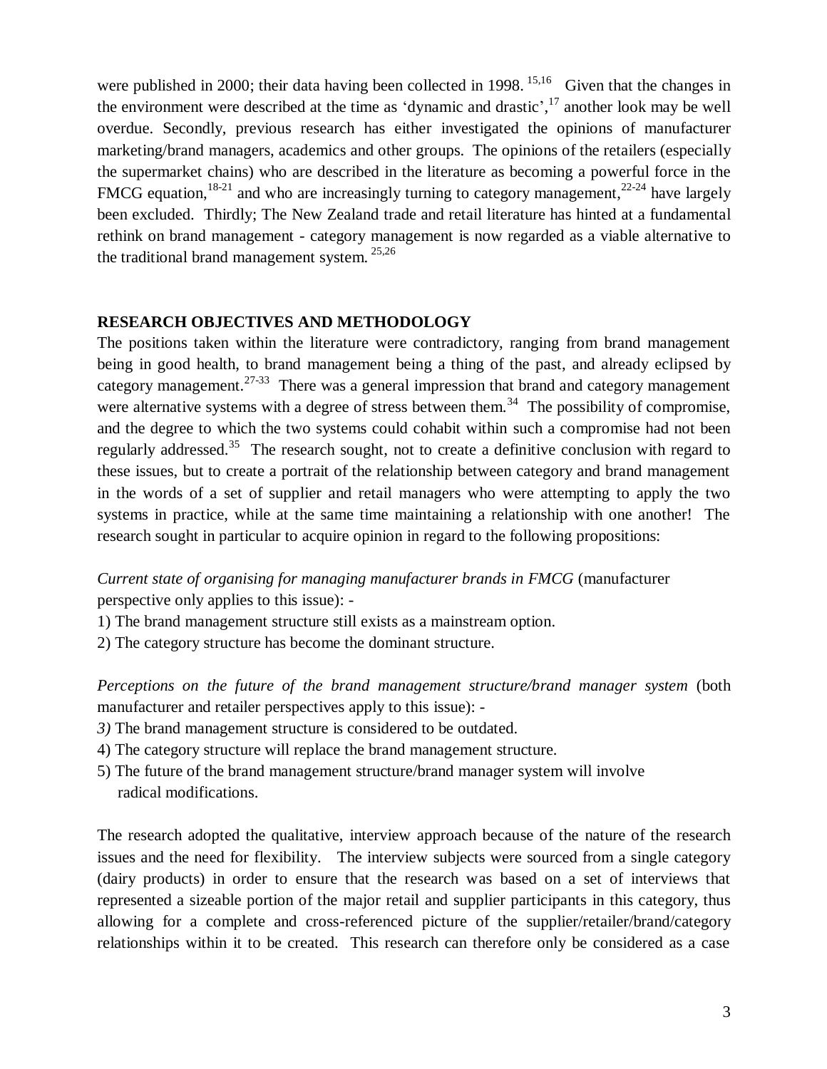were published in 2000; their data having been collected in 1998. [15,16] Given that the changes in the environment were described at the time as 'dynamic and drastic',[17] another look may be well overdue. Secondly, previous research has either investigated the opinions of manufacturer marketing/brand managers, academics and other groups. The opinions of the retailers (especially the supermarket chains) who are described in the literature as becoming a powerful force in the FMCG equation,[18-21] and who are increasingly turning to category management,[22-24] have largely been excluded. Thirdly; The New Zealand trade and retail literature has hinted at a fundamental rethink on brand management - category management is now regarded as a viable alternative to the traditional brand management system. [25,26]

## RESEARCH OBJECTIVES AND METHODOLOGY

The positions taken within the literature were contradictory, ranging from brand management being in good health, to brand management being a thing of the past, and already eclipsed by category management.[27-33] There was a general impression that brand and category management were alternative systems with a degree of stress between them.[34] The possibility of compromise, and the degree to which the two systems could cohabit within such a compromise had not been regularly addressed.[35] The research sought, not to create a definitive conclusion with regard to these issues, but to create a portrait of the relationship between category and brand management in the words of a set of supplier and retail managers who were attempting to apply the two systems in practice, while at the same time maintaining a relationship with one another! The research sought in particular to acquire opinion in regard to the following propositions:

*Current state of organising for managing manufacturer brands in FMCG* (manufacturer perspective only applies to this issue): -

1) The brand management structure still exists as a mainstream option.
2) The category structure has become the dominant structure.

*Perceptions on the future of the brand management structure/brand manager system* (both manufacturer and retailer perspectives apply to this issue): -

*3)* The brand management structure is considered to be outdated.
4) The category structure will replace the brand management structure.
5) The future of the brand management structure/brand manager system will involve radical modifications.

The research adopted the qualitative, interview approach because of the nature of the research issues and the need for flexibility. The interview subjects were sourced from a single category (dairy products) in order to ensure that the research was based on a set of interviews that represented a sizeable portion of the major retail and supplier participants in this category, thus allowing for a complete and cross-referenced picture of the supplier/retailer/brand/category relationships within it to be created. This research can therefore only be considered as a case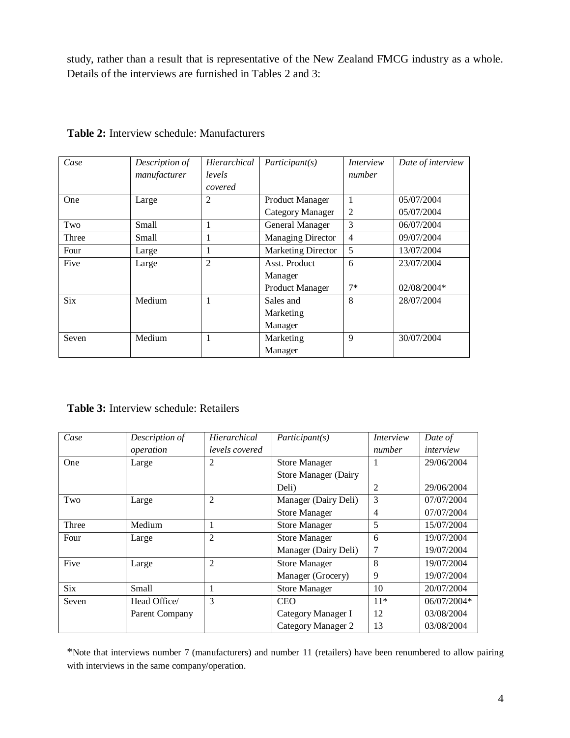study, rather than a result that is representative of the New Zealand FMCG industry as a whole. Details of the interviews are furnished in Tables 2 and 3:

**Table 2:** Interview schedule: Manufacturers

| *Case* | *Description of manufacturer* | *Hierarchical levels covered* | *Participant(s)* | *Interview number* | *Date of interview* |
|---|---|---|---|---|---|
| One | Large | 2 | Product Manager<br>Category Manager | 1<br>2 | 05/07/2004<br>05/07/2004 |
| Two | Small | 1 | General Manager | 3 | 06/07/2004 |
| Three | Small | 1 | Managing Director | 4 | 09/07/2004 |
| Four | Large | 1 | Marketing Director | 5 | 13/07/2004 |
| Five | Large | 2 | Asst. Product Manager<br>Product Manager | 6<br>7* | 23/07/2004<br>02/08/2004* |
| Six | Medium | 1 | Sales and Marketing Manager | 8 | 28/07/2004 |
| Seven | Medium | 1 | Marketing Manager | 9 | 30/07/2004 |

**Table 3:** Interview schedule: Retailers

| *Case* | *Description of operation* | *Hierarchical levels covered* | *Participant(s)* | *Interview number* | *Date of interview* |
|---|---|---|---|---|---|
| One | Large | 2 | Store Manager<br>Store Manager (Dairy Deli) | 1<br>2 | 29/06/2004<br>29/06/2004 |
| Two | Large | 2 | Manager (Dairy Deli)<br>Store Manager | 3<br>4 | 07/07/2004<br>07/07/2004 |
| Three | Medium | 1 | Store Manager | 5 | 15/07/2004 |
| Four | Large | 2 | Store Manager<br>Manager (Dairy Deli) | 6<br>7 | 19/07/2004<br>19/07/2004 |
| Five | Large | 2 | Store Manager<br>Manager (Grocery) | 8<br>9 | 19/07/2004<br>19/07/2004 |
| Six | Small | 1 | Store Manager | 10 | 20/07/2004 |
| Seven | Head Office/ Parent Company | 3 | CEO<br>Category Manager I<br>Category Manager 2 | 11*<br>12<br>13 | 06/07/2004*<br>03/08/2004<br>03/08/2004 |

*Note that interviews number 7 (manufacturers) and number 11 (retailers) have been renumbered to allow pairing with interviews in the same company/operation.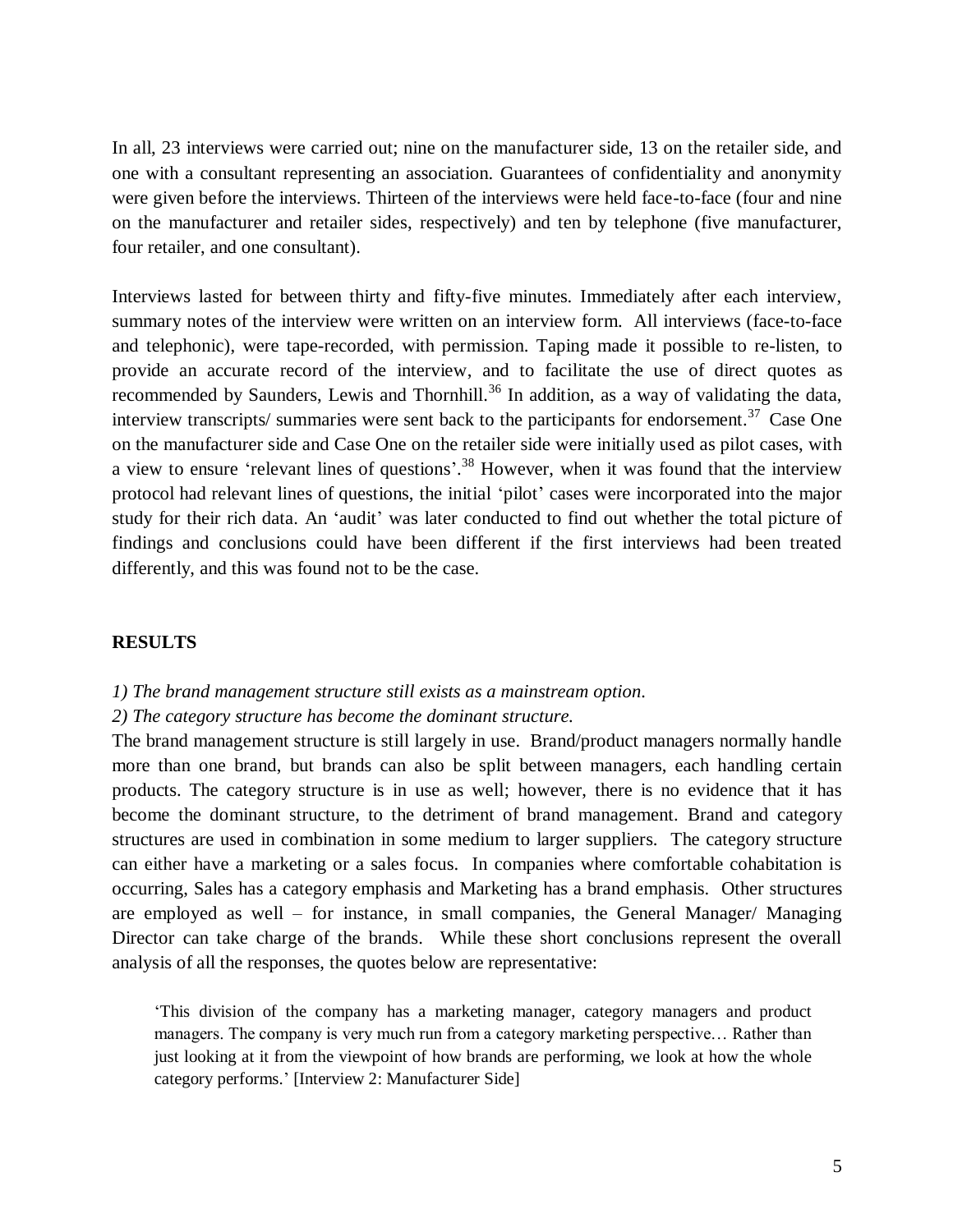In all, 23 interviews were carried out; nine on the manufacturer side, 13 on the retailer side, and one with a consultant representing an association. Guarantees of confidentiality and anonymity were given before the interviews. Thirteen of the interviews were held face-to-face (four and nine on the manufacturer and retailer sides, respectively) and ten by telephone (five manufacturer, four retailer, and one consultant).

Interviews lasted for between thirty and fifty-five minutes. Immediately after each interview, summary notes of the interview were written on an interview form. All interviews (face-to-face and telephonic), were tape-recorded, with permission. Taping made it possible to re-listen, to provide an accurate record of the interview, and to facilitate the use of direct quotes as recommended by Saunders, Lewis and Thornhill.[36] In addition, as a way of validating the data, interview transcripts/ summaries were sent back to the participants for endorsement.[37] Case One on the manufacturer side and Case One on the retailer side were initially used as pilot cases, with a view to ensure 'relevant lines of questions'.[38] However, when it was found that the interview protocol had relevant lines of questions, the initial 'pilot' cases were incorporated into the major study for their rich data. An 'audit' was later conducted to find out whether the total picture of findings and conclusions could have been different if the first interviews had been treated differently, and this was found not to be the case.

## RESULTS

*1) The brand management structure still exists as a mainstream option.*

*2) The category structure has become the dominant structure.*

The brand management structure is still largely in use. Brand/product managers normally handle more than one brand, but brands can also be split between managers, each handling certain products. The category structure is in use as well; however, there is no evidence that it has become the dominant structure, to the detriment of brand management. Brand and category structures are used in combination in some medium to larger suppliers. The category structure can either have a marketing or a sales focus. In companies where comfortable cohabitation is occurring, Sales has a category emphasis and Marketing has a brand emphasis. Other structures are employed as well – for instance, in small companies, the General Manager/ Managing Director can take charge of the brands. While these short conclusions represent the overall analysis of all the responses, the quotes below are representative:

> 'This division of the company has a marketing manager, category managers and product managers. The company is very much run from a category marketing perspective… Rather than just looking at it from the viewpoint of how brands are performing, we look at how the whole category performs.' [Interview 2: Manufacturer Side]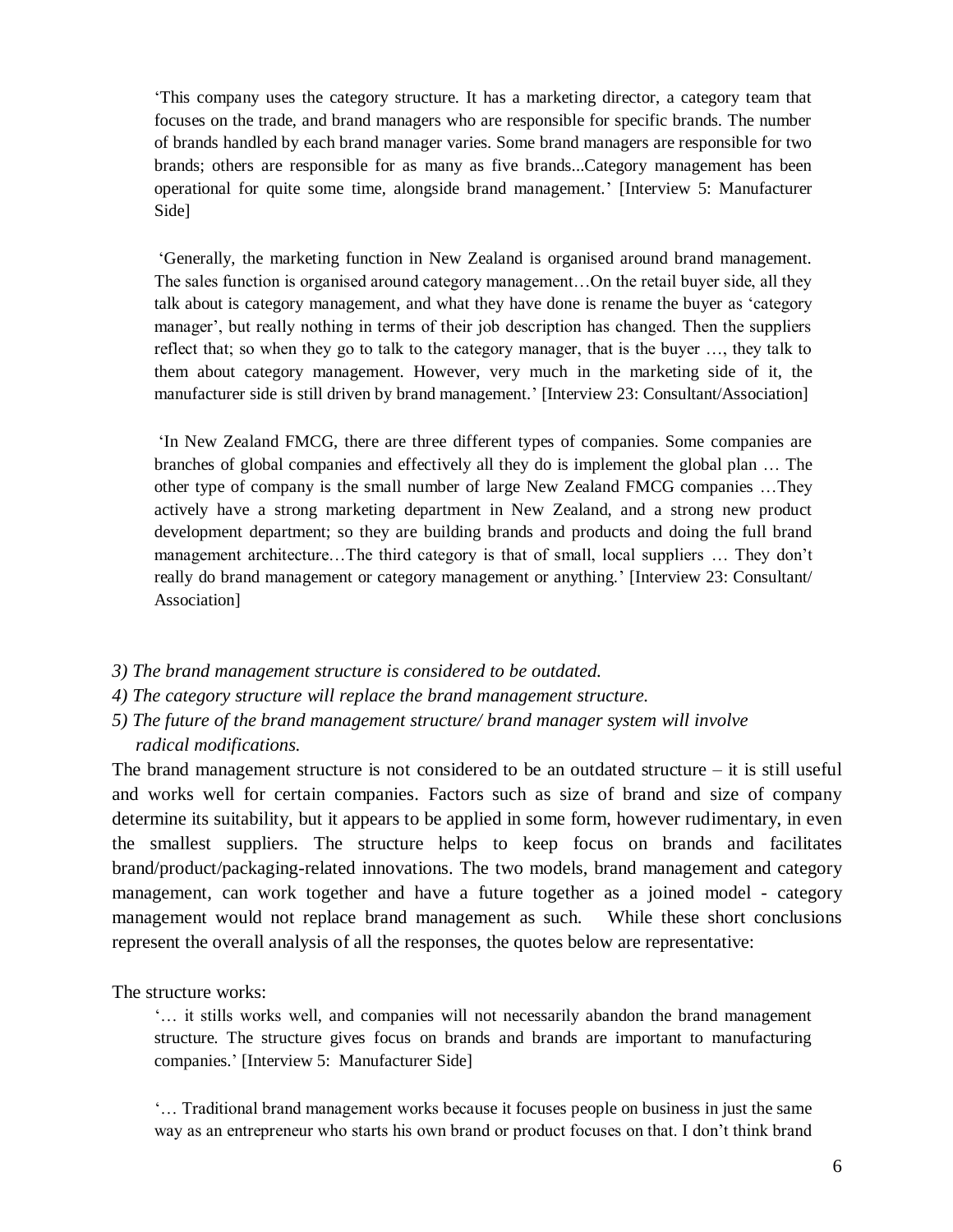> ‘This company uses the category structure. It has a marketing director, a category team that focuses on the trade, and brand managers who are responsible for specific brands. The number of brands handled by each brand manager varies. Some brand managers are responsible for two brands; others are responsible for as many as five brands...Category management has been operational for quite some time, alongside brand management.’ [Interview 5: Manufacturer Side]

> ‘Generally, the marketing function in New Zealand is organised around brand management. The sales function is organised around category management…On the retail buyer side, all they talk about is category management, and what they have done is rename the buyer as ‘category manager’, but really nothing in terms of their job description has changed. Then the suppliers reflect that; so when they go to talk to the category manager, that is the buyer …, they talk to them about category management. However, very much in the marketing side of it, the manufacturer side is still driven by brand management.’ [Interview 23: Consultant/Association]

> ‘In New Zealand FMCG, there are three different types of companies. Some companies are branches of global companies and effectively all they do is implement the global plan … The other type of company is the small number of large New Zealand FMCG companies …They actively have a strong marketing department in New Zealand, and a strong new product development department; so they are building brands and products and doing the full brand management architecture…The third category is that of small, local suppliers … They don’t really do brand management or category management or anything.’ [Interview 23: Consultant/ Association]

*3) The brand management structure is considered to be outdated.*
*4) The category structure will replace the brand management structure.*
*5) The future of the brand management structure/ brand manager system will involve radical modifications.*

The brand management structure is not considered to be an outdated structure – it is still useful and works well for certain companies. Factors such as size of brand and size of company determine its suitability, but it appears to be applied in some form, however rudimentary, in even the smallest suppliers. The structure helps to keep focus on brands and facilitates brand/product/packaging-related innovations. The two models, brand management and category management, can work together and have a future together as a joined model - category management would not replace brand management as such. While these short conclusions represent the overall analysis of all the responses, the quotes below are representative:

The structure works:

> ‘… it stills works well, and companies will not necessarily abandon the brand management structure. The structure gives focus on brands and brands are important to manufacturing companies.’ [Interview 5: Manufacturer Side]

> ‘… Traditional brand management works because it focuses people on business in just the same way as an entrepreneur who starts his own brand or product focuses on that. I don’t think brand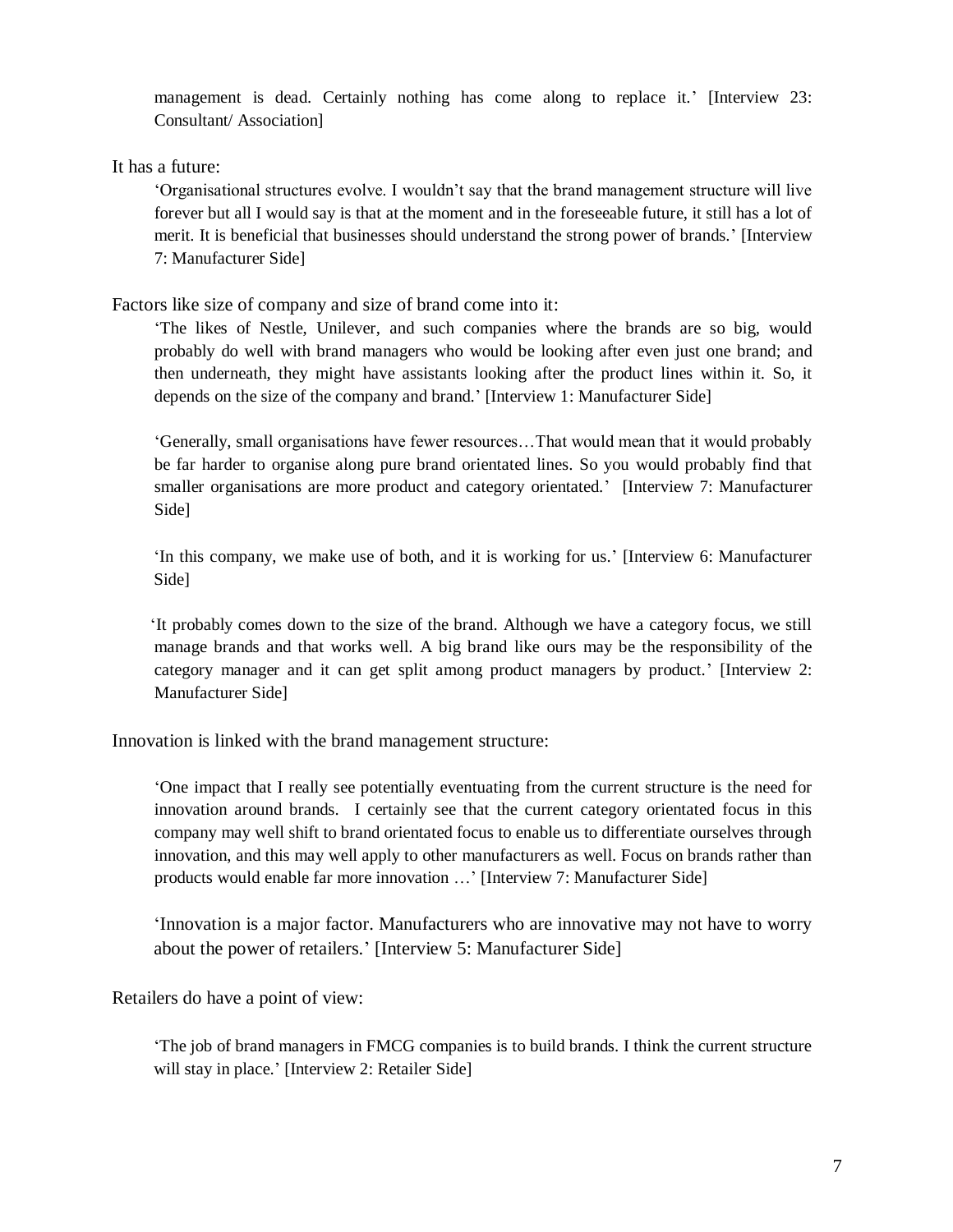management is dead. Certainly nothing has come along to replace it.' [Interview 23: Consultant/ Association]

It has a future:

> 'Organisational structures evolve. I wouldn't say that the brand management structure will live forever but all I would say is that at the moment and in the foreseeable future, it still has a lot of merit. It is beneficial that businesses should understand the strong power of brands.' [Interview 7: Manufacturer Side]

Factors like size of company and size of brand come into it:

> 'The likes of Nestle, Unilever, and such companies where the brands are so big, would probably do well with brand managers who would be looking after even just one brand; and then underneath, they might have assistants looking after the product lines within it. So, it depends on the size of the company and brand.' [Interview 1: Manufacturer Side]

> 'Generally, small organisations have fewer resources…That would mean that it would probably be far harder to organise along pure brand orientated lines. So you would probably find that smaller organisations are more product and category orientated.' [Interview 7: Manufacturer Side]

> 'In this company, we make use of both, and it is working for us.' [Interview 6: Manufacturer Side]

> 'It probably comes down to the size of the brand. Although we have a category focus, we still manage brands and that works well. A big brand like ours may be the responsibility of the category manager and it can get split among product managers by product.' [Interview 2: Manufacturer Side]

Innovation is linked with the brand management structure:

> 'One impact that I really see potentially eventuating from the current structure is the need for innovation around brands. I certainly see that the current category orientated focus in this company may well shift to brand orientated focus to enable us to differentiate ourselves through innovation, and this may well apply to other manufacturers as well. Focus on brands rather than products would enable far more innovation …' [Interview 7: Manufacturer Side]

> 'Innovation is a major factor. Manufacturers who are innovative may not have to worry about the power of retailers.' [Interview 5: Manufacturer Side]

Retailers do have a point of view:

> 'The job of brand managers in FMCG companies is to build brands. I think the current structure will stay in place.' [Interview 2: Retailer Side]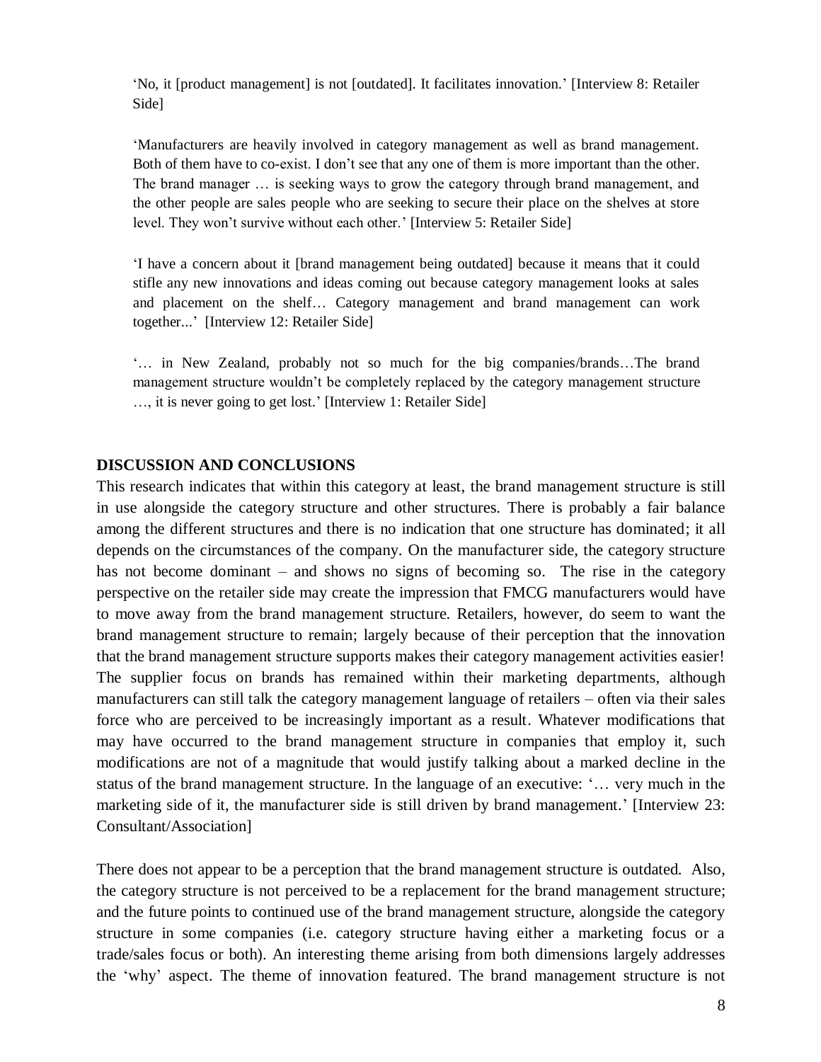> 'No, it [product management] is not [outdated]. It facilitates innovation.' [Interview 8: Retailer Side]

> 'Manufacturers are heavily involved in category management as well as brand management. Both of them have to co-exist. I don't see that any one of them is more important than the other. The brand manager … is seeking ways to grow the category through brand management, and the other people are sales people who are seeking to secure their place on the shelves at store level. They won't survive without each other.' [Interview 5: Retailer Side]

> 'I have a concern about it [brand management being outdated] because it means that it could stifle any new innovations and ideas coming out because category management looks at sales and placement on the shelf… Category management and brand management can work together...' [Interview 12: Retailer Side]

> '… in New Zealand, probably not so much for the big companies/brands…The brand management structure wouldn't be completely replaced by the category management structure …, it is never going to get lost.' [Interview 1: Retailer Side]

## DISCUSSION AND CONCLUSIONS

This research indicates that within this category at least, the brand management structure is still in use alongside the category structure and other structures. There is probably a fair balance among the different structures and there is no indication that one structure has dominated; it all depends on the circumstances of the company. On the manufacturer side, the category structure has not become dominant – and shows no signs of becoming so. The rise in the category perspective on the retailer side may create the impression that FMCG manufacturers would have to move away from the brand management structure. Retailers, however, do seem to want the brand management structure to remain; largely because of their perception that the innovation that the brand management structure supports makes their category management activities easier! The supplier focus on brands has remained within their marketing departments, although manufacturers can still talk the category management language of retailers – often via their sales force who are perceived to be increasingly important as a result. Whatever modifications that may have occurred to the brand management structure in companies that employ it, such modifications are not of a magnitude that would justify talking about a marked decline in the status of the brand management structure. In the language of an executive: '… very much in the marketing side of it, the manufacturer side is still driven by brand management.' [Interview 23: Consultant/Association]

There does not appear to be a perception that the brand management structure is outdated. Also, the category structure is not perceived to be a replacement for the brand management structure; and the future points to continued use of the brand management structure, alongside the category structure in some companies (i.e. category structure having either a marketing focus or a trade/sales focus or both). An interesting theme arising from both dimensions largely addresses the 'why' aspect. The theme of innovation featured. The brand management structure is not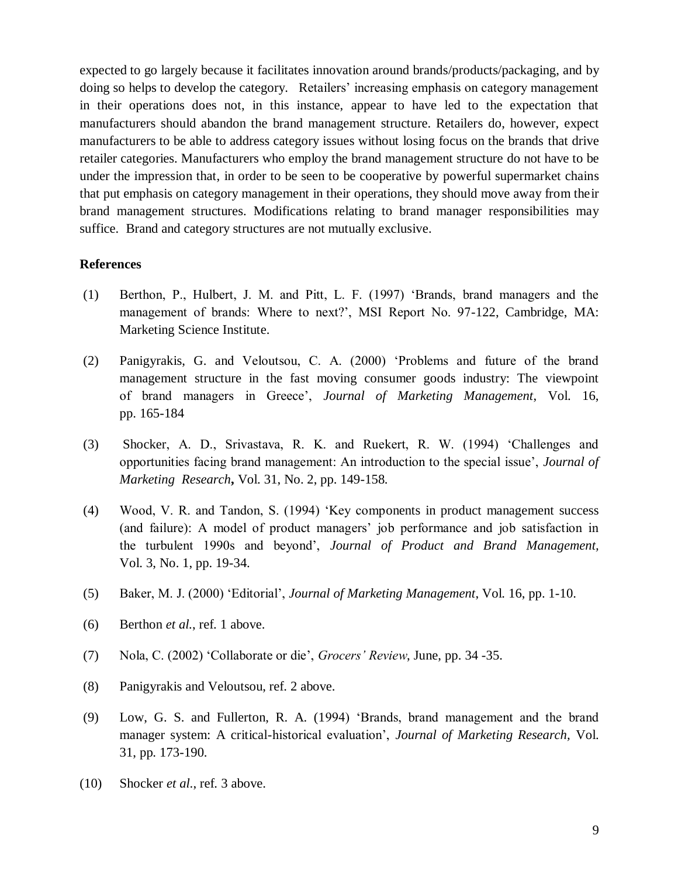expected to go largely because it facilitates innovation around brands/products/packaging, and by doing so helps to develop the category. Retailers' increasing emphasis on category management in their operations does not, in this instance, appear to have led to the expectation that manufacturers should abandon the brand management structure. Retailers do, however, expect manufacturers to be able to address category issues without losing focus on the brands that drive retailer categories. Manufacturers who employ the brand management structure do not have to be under the impression that, in order to be seen to be cooperative by powerful supermarket chains that put emphasis on category management in their operations, they should move away from their brand management structures. Modifications relating to brand manager responsibilities may suffice. Brand and category structures are not mutually exclusive.

**References**

(1) Berthon, P., Hulbert, J. M. and Pitt, L. F. (1997) 'Brands, brand managers and the management of brands: Where to next?', MSI Report No. 97-122, Cambridge, MA: Marketing Science Institute.

(2) Panigyrakis, G. and Veloutsou, C. A. (2000) 'Problems and future of the brand management structure in the fast moving consumer goods industry: The viewpoint of brand managers in Greece', *Journal of Marketing Management*, Vol. 16, pp. 165-184

(3) Shocker, A. D., Srivastava, R. K. and Ruekert, R. W. (1994) 'Challenges and opportunities facing brand management: An introduction to the special issue', *Journal of Marketing Research***,** Vol. 31, No. 2, pp. 149-158.

(4) Wood, V. R. and Tandon, S. (1994) 'Key components in product management success (and failure): A model of product managers' job performance and job satisfaction in the turbulent 1990s and beyond', *Journal of Product and Brand Management,* Vol. 3, No. 1, pp. 19-34.

(5) Baker, M. J. (2000) 'Editorial', *Journal of Marketing Management*, Vol. 16, pp. 1-10.

(6) Berthon *et al.*, ref. 1 above.

(7) Nola, C. (2002) 'Collaborate or die', *Grocers' Review*, June, pp. 34 -35.

(8) Panigyrakis and Veloutsou, ref. 2 above.

(9) Low, G. S. and Fullerton, R. A. (1994) 'Brands, brand management and the brand manager system: A critical-historical evaluation', *Journal of Marketing Research,* Vol. 31, pp. 173-190.

(10) Shocker *et al.*, ref. 3 above.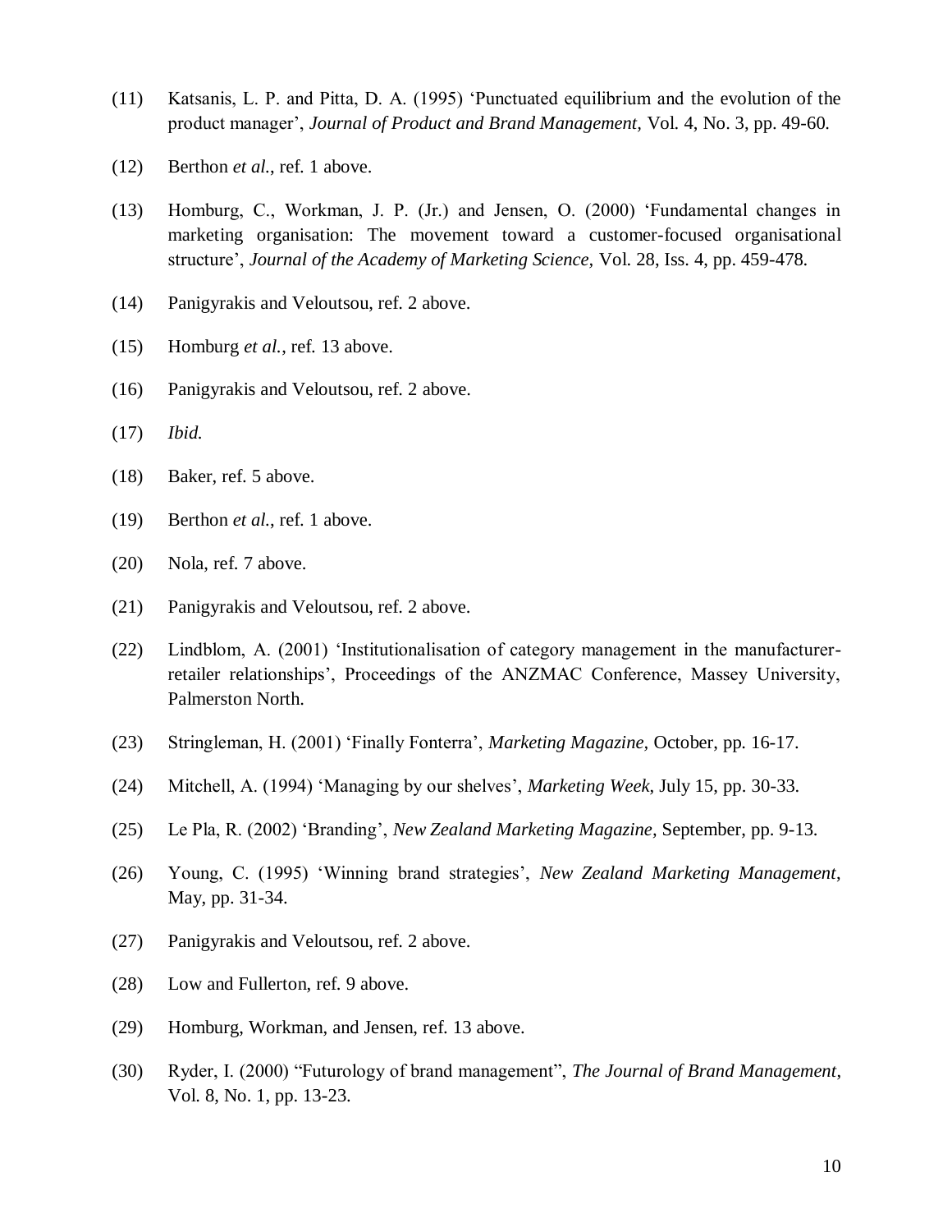(11) Katsanis, L. P. and Pitta, D. A. (1995) ‘Punctuated equilibrium and the evolution of the product manager’, *Journal of Product and Brand Management,* Vol. 4, No. 3, pp. 49-60.

(12) Berthon *et al.*, ref. 1 above.

(13) Homburg, C., Workman, J. P. (Jr.) and Jensen, O. (2000) ‘Fundamental changes in marketing organisation: The movement toward a customer-focused organisational structure’, *Journal of the Academy of Marketing Science,* Vol. 28, Iss. 4, pp. 459-478.

(14) Panigyrakis and Veloutsou, ref. 2 above.

(15) Homburg *et al.*, ref. 13 above.

(16) Panigyrakis and Veloutsou, ref. 2 above.

(17) *Ibid.*

(18) Baker, ref. 5 above.

(19) Berthon *et al.*, ref. 1 above.

(20) Nola, ref. 7 above.

(21) Panigyrakis and Veloutsou, ref. 2 above.

(22) Lindblom, A. (2001) ‘Institutionalisation of category management in the manufacturer-retailer relationships’, Proceedings of the ANZMAC Conference, Massey University, Palmerston North.

(23) Stringleman, H. (2001) ‘Finally Fonterra’, *Marketing Magazine,* October, pp. 16-17.

(24) Mitchell, A. (1994) ‘Managing by our shelves’, *Marketing Week,* July 15, pp. 30-33.

(25) Le Pla, R. (2002) ‘Branding’, *New Zealand Marketing Magazine,* September, pp. 9-13.

(26) Young, C. (1995) ‘Winning brand strategies’, *New Zealand Marketing Management*, May, pp. 31-34.

(27) Panigyrakis and Veloutsou, ref. 2 above.

(28) Low and Fullerton, ref. 9 above.

(29) Homburg, Workman, and Jensen, ref. 13 above.

(30) Ryder, I. (2000) “Futurology of brand management”, *The Journal of Brand Management*, Vol. 8, No. 1, pp. 13-23.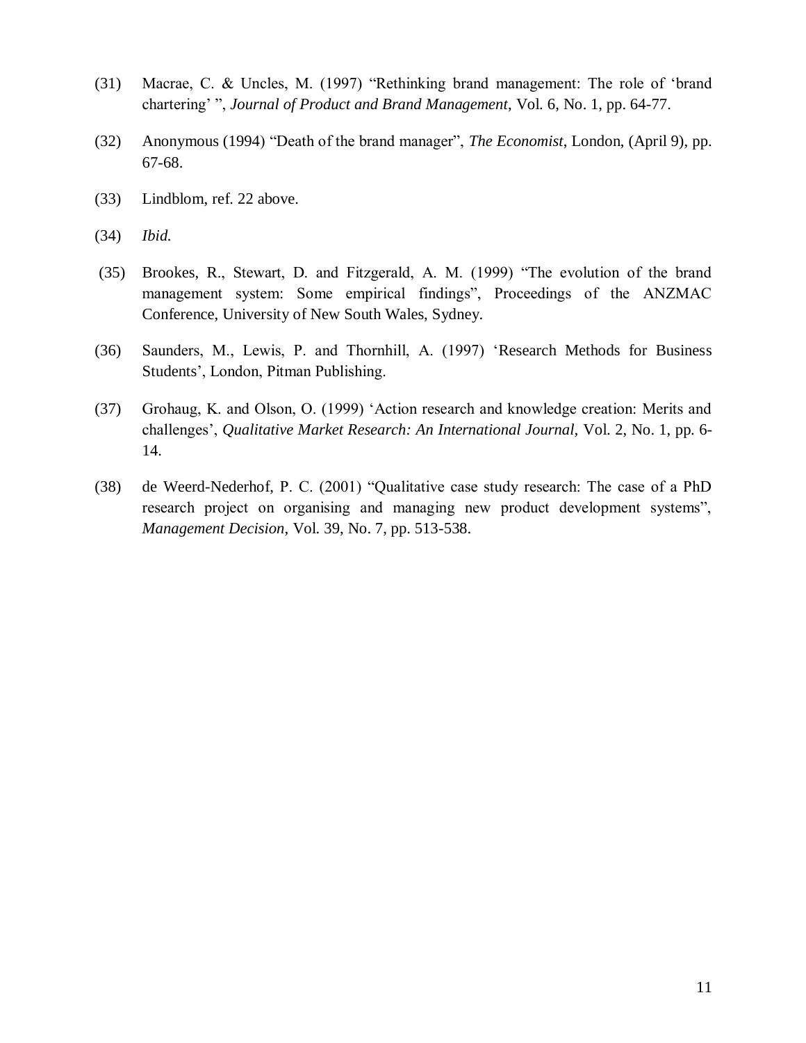(31) Macrae, C. & Uncles, M. (1997) "Rethinking brand management: The role of 'brand chartering' ", *Journal of Product and Brand Management*, Vol. 6, No. 1, pp. 64-77.

(32) Anonymous (1994) "Death of the brand manager", *The Economist*, London, (April 9), pp. 67-68.

(33) Lindblom, ref. 22 above.

(34) *Ibid.*

(35) Brookes, R., Stewart, D. and Fitzgerald, A. M. (1999) "The evolution of the brand management system: Some empirical findings", Proceedings of the ANZMAC Conference, University of New South Wales, Sydney.

(36) Saunders, M., Lewis, P. and Thornhill, A. (1997) 'Research Methods for Business Students', London, Pitman Publishing.

(37) Grohaug, K. and Olson, O. (1999) 'Action research and knowledge creation: Merits and challenges', *Qualitative Market Research: An International Journal,* Vol. 2, No. 1, pp. 6-14.

(38) de Weerd-Nederhof, P. C. (2001) "Qualitative case study research: The case of a PhD research project on organising and managing new product development systems", *Management Decision*, Vol. 39, No. 7, pp. 513-538.